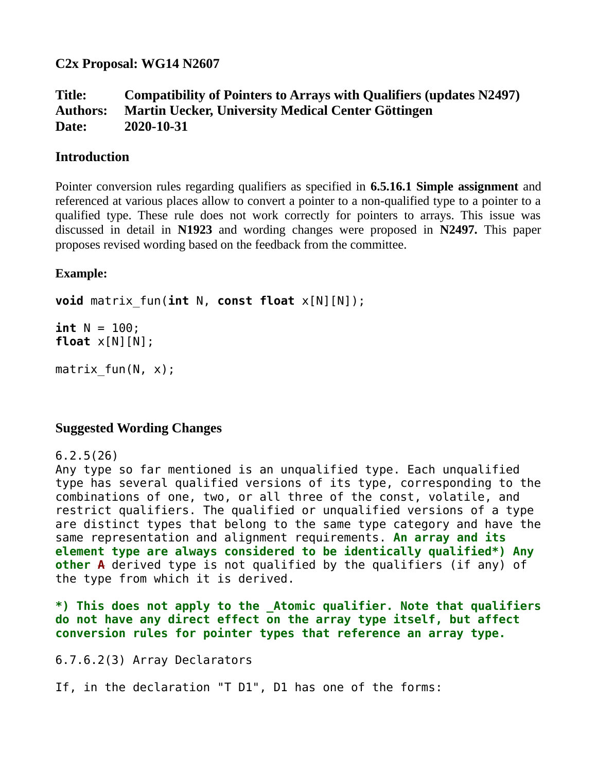**C2x Proposal: WG14 N2607**

**Title: Compatibility of Pointers to Arrays with Qualifiers (updates N2497)**
**Authors: Martin Uecker, University Medical Center Göttingen**
**Date: 2020-10-31**

## Introduction

Pointer conversion rules regarding qualifiers as specified in **6.5.16.1 Simple assignment** and referenced at various places allow to convert a pointer to a non-qualified type to a pointer to a qualified type. These rule does not work correctly for pointers to arrays. This issue was discussed in detail in **N1923** and wording changes were proposed in **N2497.** This paper proposes revised wording based on the feedback from the committee.

**Example:**

```
void matrix_fun(int N, const float x[N][N]);

int N = 100;
float x[N][N];

matrix_fun(N, x);
```

## Suggested Wording Changes

6.2.5(26)
Any type so far mentioned is an unqualified type. Each unqualified type has several qualified versions of its type, corresponding to the combinations of one, two, or all three of the const, volatile, and restrict qualifiers. The qualified or unqualified versions of a type are distinct types that belong to the same type category and have the same representation and alignment requirements. **An array and its element type are always considered to be identically qualified*) Any other** ~~A~~ derived type is not qualified by the qualifiers (if any) of the type from which it is derived.

***) This does not apply to the _Atomic qualifier. Note that qualifiers do not have any direct effect on the array type itself, but affect conversion rules for pointer types that reference an array type.**

6.7.6.2(3) Array Declarators

If, in the declaration "T D1", D1 has one of the forms: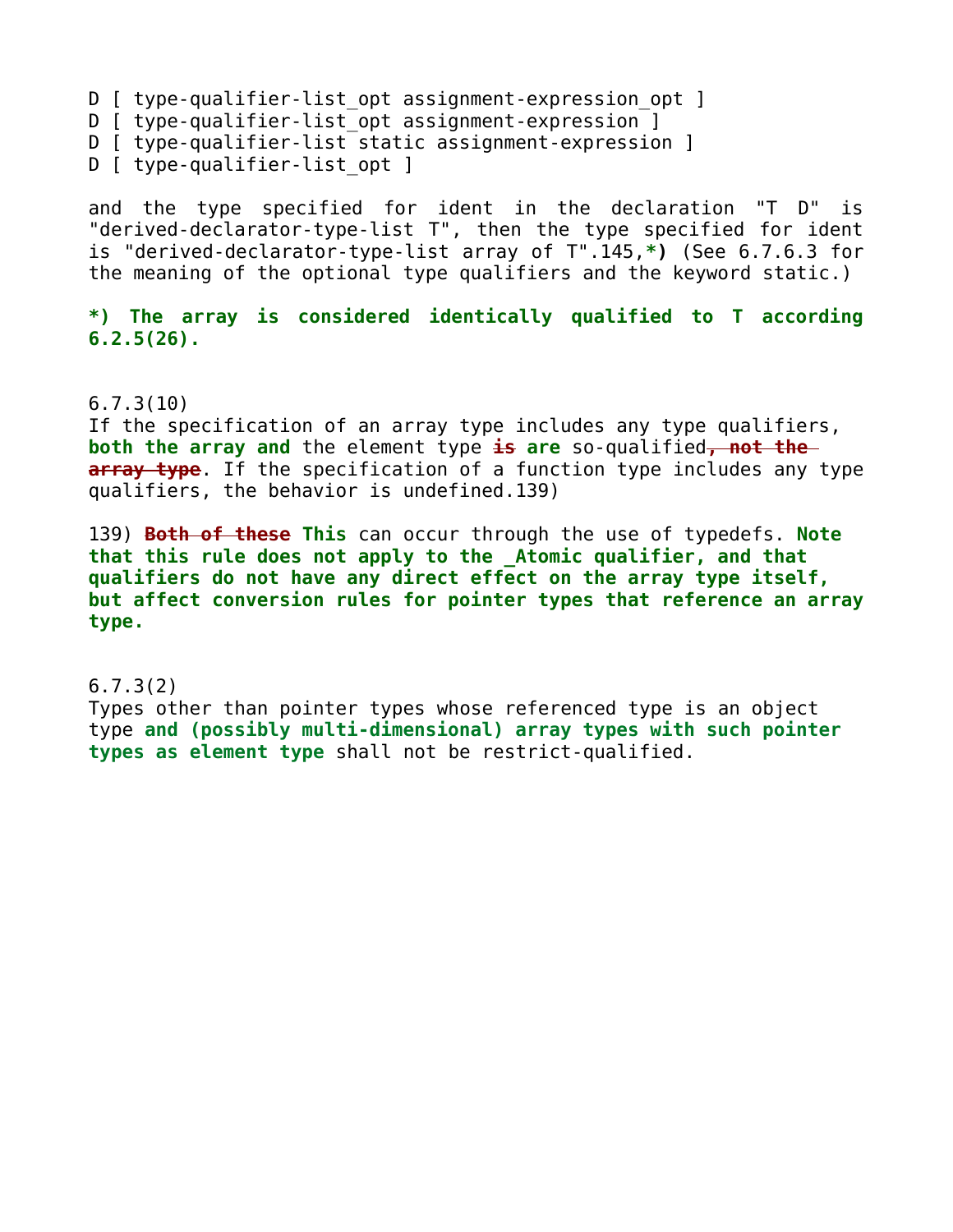```
D [ type-qualifier-list_opt assignment-expression_opt ]
D [ type-qualifier-list_opt assignment-expression ]
D [ type-qualifier-list static assignment-expression ]
D [ type-qualifier-list_opt ]
```

and the type specified for ident in the declaration "T D" is "derived-declarator-type-list T", then the type specified for ident is "derived-declarator-type-list array of T".145,**\*)** (See 6.7.6.3 for the meaning of the optional type qualifiers and the keyword static.)

**\*) The array is considered identically qualified to T according 6.2.5(26).**

6.7.3(10)
If the specification of an array type includes any type qualifiers, **both the array and** the element type ~~is~~ **are** so-qualified~~, not the array type~~. If the specification of a function type includes any type qualifiers, the behavior is undefined.139)

139) ~~Both of these~~ **This** can occur through the use of typedefs. **Note that this rule does not apply to the _Atomic qualifier, and that qualifiers do not have any direct effect on the array type itself, but affect conversion rules for pointer types that reference an array type.**

6.7.3(2)
Types other than pointer types whose referenced type is an object type **and (possibly multi-dimensional) array types with such pointer types as element type** shall not be restrict-qualified.